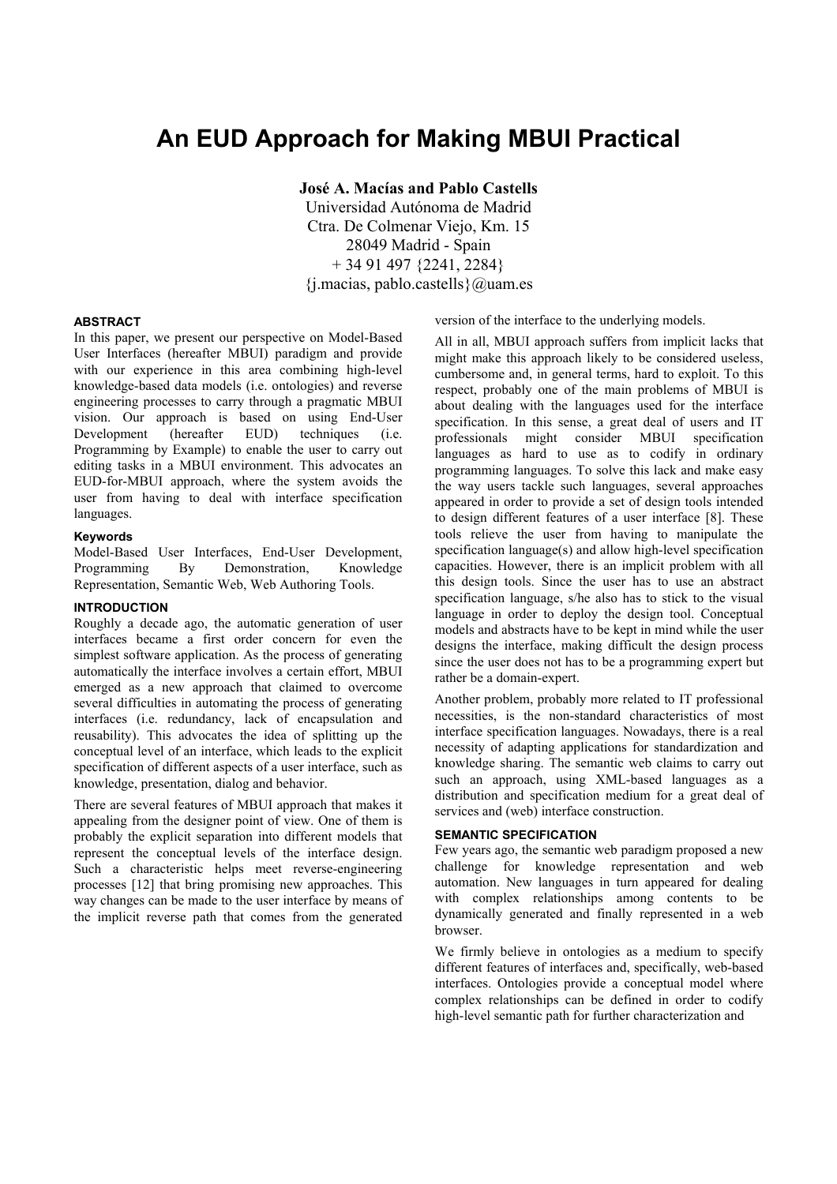# An EUD Approach for Making MBUI Practical

**José A. Macías and Pablo Castells**
Universidad Autónoma de Madrid
Ctra. De Colmenar Viejo, Km. 15
28049 Madrid - Spain
+ 34 91 497 {2241, 2284}
{j.macias, pablo.castells}@uam.es

### ABSTRACT

In this paper, we present our perspective on Model-Based User Interfaces (hereafter MBUI) paradigm and provide with our experience in this area combining high-level knowledge-based data models (i.e. ontologies) and reverse engineering processes to carry through a pragmatic MBUI vision. Our approach is based on using End-User Development (hereafter EUD) techniques (i.e. Programming by Example) to enable the user to carry out editing tasks in a MBUI environment. This advocates an EUD-for-MBUI approach, where the system avoids the user from having to deal with interface specification languages.

### Keywords

Model-Based User Interfaces, End-User Development, Programming By Demonstration, Knowledge Representation, Semantic Web, Web Authoring Tools.

### INTRODUCTION

Roughly a decade ago, the automatic generation of user interfaces became a first order concern for even the simplest software application. As the process of generating automatically the interface involves a certain effort, MBUI emerged as a new approach that claimed to overcome several difficulties in automating the process of generating interfaces (i.e. redundancy, lack of encapsulation and reusability). This advocates the idea of splitting up the conceptual level of an interface, which leads to the explicit specification of different aspects of a user interface, such as knowledge, presentation, dialog and behavior.

There are several features of MBUI approach that makes it appealing from the designer point of view. One of them is probably the explicit separation into different models that represent the conceptual levels of the interface design. Such a characteristic helps meet reverse-engineering processes [12] that bring promising new approaches. This way changes can be made to the user interface by means of the implicit reverse path that comes from the generated version of the interface to the underlying models.

All in all, MBUI approach suffers from implicit lacks that might make this approach likely to be considered useless, cumbersome and, in general terms, hard to exploit. To this respect, probably one of the main problems of MBUI is about dealing with the languages used for the interface specification. In this sense, a great deal of users and IT professionals might consider MBUI specification languages as hard to use as to codify in ordinary programming languages. To solve this lack and make easy the way users tackle such languages, several approaches appeared in order to provide a set of design tools intended to design different features of a user interface [8]. These tools relieve the user from having to manipulate the specification language(s) and allow high-level specification capacities. However, there is an implicit problem with all this design tools. Since the user has to use an abstract specification language, s/he also has to stick to the visual language in order to deploy the design tool. Conceptual models and abstracts have to be kept in mind while the user designs the interface, making difficult the design process since the user does not has to be a programming expert but rather be a domain-expert.

Another problem, probably more related to IT professional necessities, is the non-standard characteristics of most interface specification languages. Nowadays, there is a real necessity of adapting applications for standardization and knowledge sharing. The semantic web claims to carry out such an approach, using XML-based languages as a distribution and specification medium for a great deal of services and (web) interface construction.

### SEMANTIC SPECIFICATION

Few years ago, the semantic web paradigm proposed a new challenge for knowledge representation and web automation. New languages in turn appeared for dealing with complex relationships among contents to be dynamically generated and finally represented in a web browser.

We firmly believe in ontologies as a medium to specify different features of interfaces and, specifically, web-based interfaces. Ontologies provide a conceptual model where complex relationships can be defined in order to codify high-level semantic path for further characterization and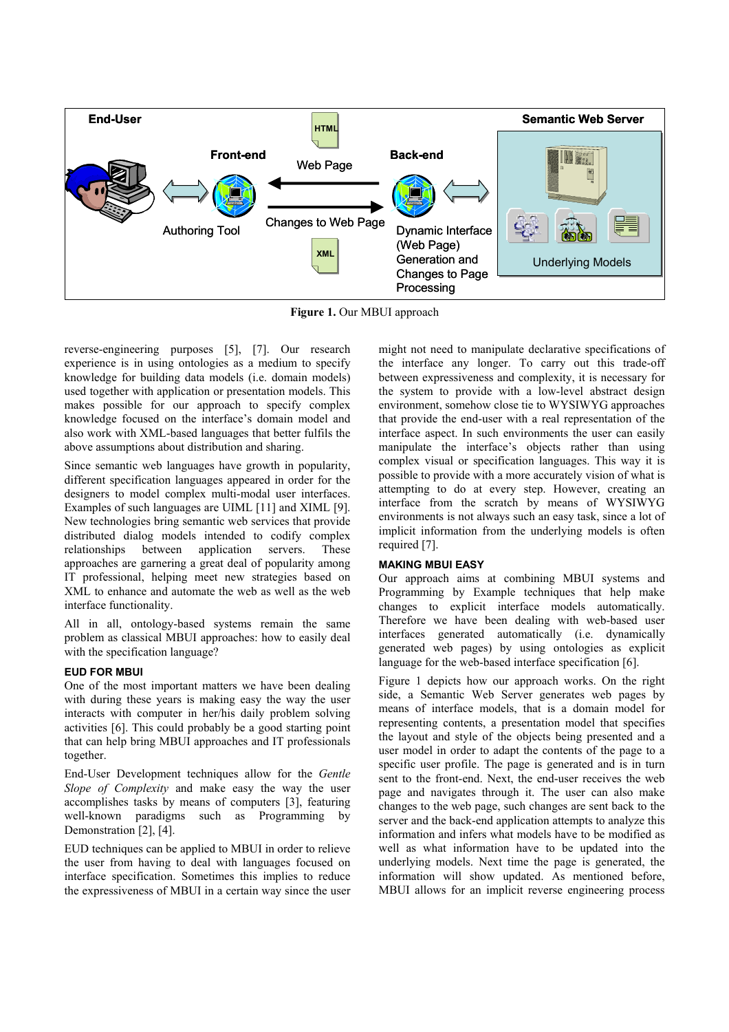**Figure 1.** Our MBUI approach

reverse-engineering purposes [5], [7]. Our research experience is in using ontologies as a medium to specify knowledge for building data models (i.e. domain models) used together with application or presentation models. This makes possible for our approach to specify complex knowledge focused on the interface's domain model and also work with XML-based languages that better fulfils the above assumptions about distribution and sharing.

Since semantic web languages have growth in popularity, different specification languages appeared in order for the designers to model complex multi-modal user interfaces. Examples of such languages are UIML [11] and XIML [9]. New technologies bring semantic web services that provide distributed dialog models intended to codify complex relationships between application servers. These approaches are garnering a great deal of popularity among IT professional, helping meet new strategies based on XML to enhance and automate the web as well as the web interface functionality.

All in all, ontology-based systems remain the same problem as classical MBUI approaches: how to easily deal with the specification language?

## EUD FOR MBUI

One of the most important matters we have been dealing with during these years is making easy the way the user interacts with computer in her/his daily problem solving activities [6]. This could probably be a good starting point that can help bring MBUI approaches and IT professionals together.

End-User Development techniques allow for the *Gentle Slope of Complexity* and make easy the way the user accomplishes tasks by means of computers [3], featuring well-known paradigms such as Programming by Demonstration [2], [4].

EUD techniques can be applied to MBUI in order to relieve the user from having to deal with languages focused on interface specification. Sometimes this implies to reduce the expressiveness of MBUI in a certain way since the user might not need to manipulate declarative specifications of the interface any longer. To carry out this trade-off between expressiveness and complexity, it is necessary for the system to provide with a low-level abstract design environment, somehow close tie to WYSIWYG approaches that provide the end-user with a real representation of the interface aspect. In such environments the user can easily manipulate the interface's objects rather than using complex visual or specification languages. This way it is possible to provide with a more accurately vision of what is attempting to do at every step. However, creating an interface from the scratch by means of WYSIWYG environments is not always such an easy task, since a lot of implicit information from the underlying models is often required [7].

## MAKING MBUI EASY

Our approach aims at combining MBUI systems and Programming by Example techniques that help make changes to explicit interface models automatically. Therefore we have been dealing with web-based user interfaces generated automatically (i.e. dynamically generated web pages) by using ontologies as explicit language for the web-based interface specification [6].

Figure 1 depicts how our approach works. On the right side, a Semantic Web Server generates web pages by means of interface models, that is a domain model for representing contents, a presentation model that specifies the layout and style of the objects being presented and a user model in order to adapt the contents of the page to a specific user profile. The page is generated and is in turn sent to the front-end. Next, the end-user receives the web page and navigates through it. The user can also make changes to the web page, such changes are sent back to the server and the back-end application attempts to analyze this information and infers what models have to be modified as well as what information have to be updated into the underlying models. Next time the page is generated, the information will show updated. As mentioned before, MBUI allows for an implicit reverse engineering process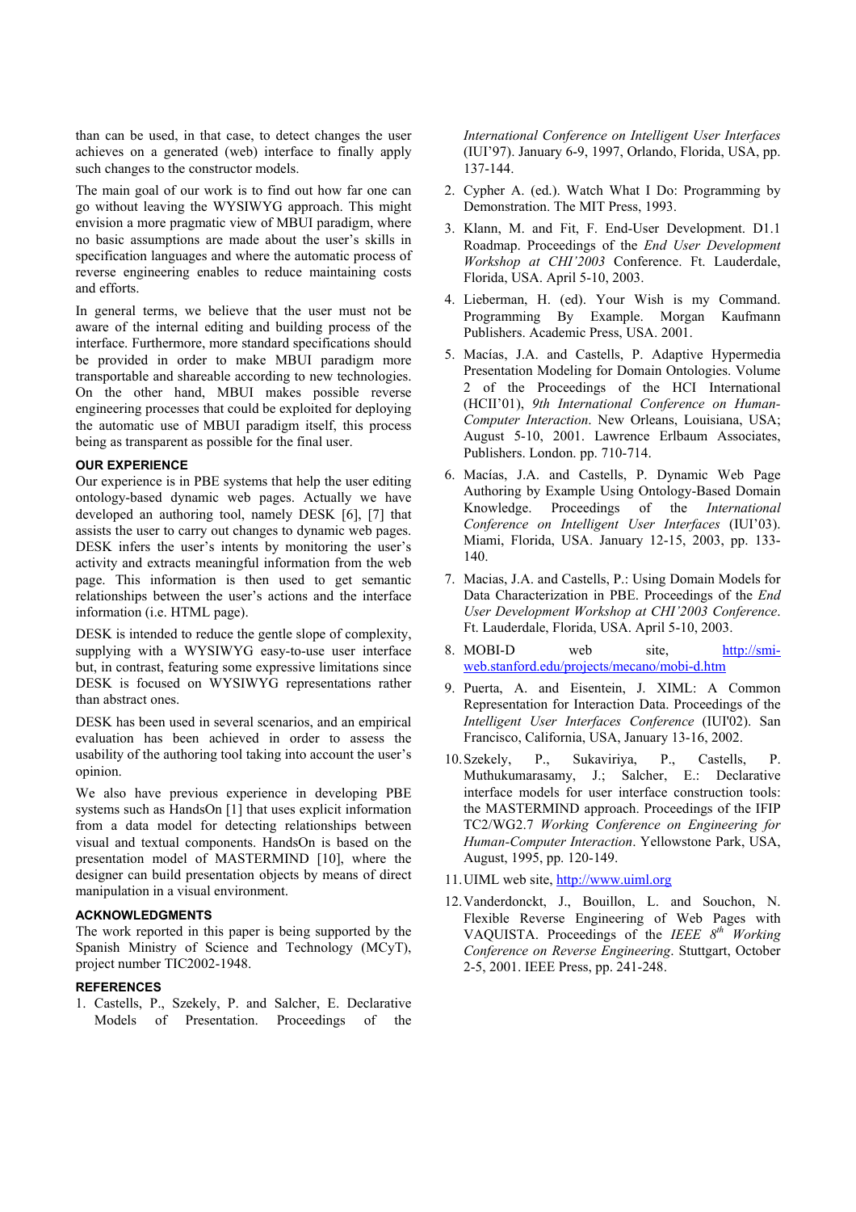than can be used, in that case, to detect changes the user achieves on a generated (web) interface to finally apply such changes to the constructor models.

The main goal of our work is to find out how far one can go without leaving the WYSIWYG approach. This might envision a more pragmatic view of MBUI paradigm, where no basic assumptions are made about the user's skills in specification languages and where the automatic process of reverse engineering enables to reduce maintaining costs and efforts.

In general terms, we believe that the user must not be aware of the internal editing and building process of the interface. Furthermore, more standard specifications should be provided in order to make MBUI paradigm more transportable and shareable according to new technologies. On the other hand, MBUI makes possible reverse engineering processes that could be exploited for deploying the automatic use of MBUI paradigm itself, this process being as transparent as possible for the final user.

## OUR EXPERIENCE

Our experience is in PBE systems that help the user editing ontology-based dynamic web pages. Actually we have developed an authoring tool, namely DESK [6], [7] that assists the user to carry out changes to dynamic web pages. DESK infers the user's intents by monitoring the user's activity and extracts meaningful information from the web page. This information is then used to get semantic relationships between the user's actions and the interface information (i.e. HTML page).

DESK is intended to reduce the gentle slope of complexity, supplying with a WYSIWYG easy-to-use user interface but, in contrast, featuring some expressive limitations since DESK is focused on WYSIWYG representations rather than abstract ones.

DESK has been used in several scenarios, and an empirical evaluation has been achieved in order to assess the usability of the authoring tool taking into account the user's opinion.

We also have previous experience in developing PBE systems such as HandsOn [1] that uses explicit information from a data model for detecting relationships between visual and textual components. HandsOn is based on the presentation model of MASTERMIND [10], where the designer can build presentation objects by means of direct manipulation in a visual environment.

## ACKNOWLEDGMENTS

The work reported in this paper is being supported by the Spanish Ministry of Science and Technology (MCyT), project number TIC2002-1948.

## REFERENCES

1. Castells, P., Szekely, P. and Salcher, E. Declarative Models of Presentation. Proceedings of the *International Conference on Intelligent User Interfaces* (IUI'97). January 6-9, 1997, Orlando, Florida, USA, pp. 137-144.
2. Cypher A. (ed.). Watch What I Do: Programming by Demonstration. The MIT Press, 1993.
3. Klann, M. and Fit, F. End-User Development. D1.1 Roadmap. Proceedings of the *End User Development Workshop at CHI'2003* Conference. Ft. Lauderdale, Florida, USA. April 5-10, 2003.
4. Lieberman, H. (ed). Your Wish is my Command. Programming By Example. Morgan Kaufmann Publishers. Academic Press, USA. 2001.
5. Macías, J.A. and Castells, P. Adaptive Hypermedia Presentation Modeling for Domain Ontologies. Volume 2 of the Proceedings of the HCI International (HCII'01), *9th International Conference on Human-Computer Interaction*. New Orleans, Louisiana, USA; August 5-10, 2001. Lawrence Erlbaum Associates, Publishers. London. pp. 710-714.
6. Macías, J.A. and Castells, P. Dynamic Web Page Authoring by Example Using Ontology-Based Domain Knowledge. Proceedings of the *International Conference on Intelligent User Interfaces* (IUI'03). Miami, Florida, USA. January 12-15, 2003, pp. 133-140.
7. Macias, J.A. and Castells, P.: Using Domain Models for Data Characterization in PBE. Proceedings of the *End User Development Workshop at CHI'2003 Conference*. Ft. Lauderdale, Florida, USA. April 5-10, 2003.
8. MOBI-D web site, http://smi-web.stanford.edu/projects/mecano/mobi-d.htm
9. Puerta, A. and Eisentein, J. XIML: A Common Representation for Interaction Data. Proceedings of the *Intelligent User Interfaces Conference* (IUI'02). San Francisco, California, USA, January 13-16, 2002.
10. Szekely, P., Sukaviriya, P., Castells, P. Muthukumarasamy, J.; Salcher, E.: Declarative interface models for user interface construction tools: the MASTERMIND approach. Proceedings of the IFIP TC2/WG2.7 *Working Conference on Engineering for Human-Computer Interaction*. Yellowstone Park, USA, August, 1995, pp. 120-149.
11. UIML web site, http://www.uiml.org
12. Vanderdonckt, J., Bouillon, L. and Souchon, N. Flexible Reverse Engineering of Web Pages with VAQUISTA. Proceedings of the *IEEE 8th Working Conference on Reverse Engineering*. Stuttgart, October 2-5, 2001. IEEE Press, pp. 241-248.